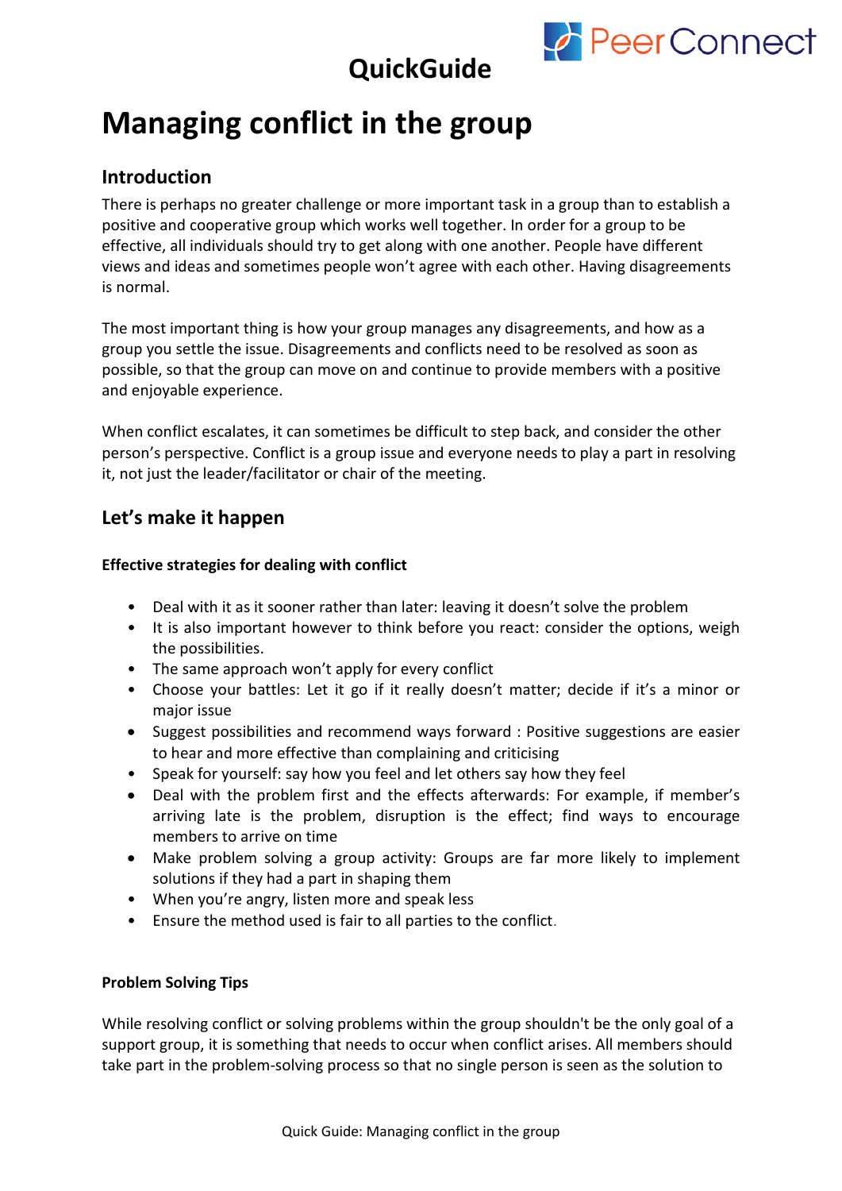# QuickGuide

# Managing conflict in the group

## Introduction

There is perhaps no greater challenge or more important task in a group than to establish a positive and cooperative group which works well together. In order for a group to be effective, all individuals should try to get along with one another. People have different views and ideas and sometimes people won't agree with each other. Having disagreements is normal.

The most important thing is how your group manages any disagreements, and how as a group you settle the issue. Disagreements and conflicts need to be resolved as soon as possible, so that the group can move on and continue to provide members with a positive and enjoyable experience.

When conflict escalates, it can sometimes be difficult to step back, and consider the other person's perspective. Conflict is a group issue and everyone needs to play a part in resolving it, not just the leader/facilitator or chair of the meeting.

## Let's make it happen

**Effective strategies for dealing with conflict**

- Deal with it as it sooner rather than later: leaving it doesn't solve the problem
- It is also important however to think before you react: consider the options, weigh the possibilities.
- The same approach won't apply for every conflict
- Choose your battles: Let it go if it really doesn't matter; decide if it's a minor or major issue
- Suggest possibilities and recommend ways forward : Positive suggestions are easier to hear and more effective than complaining and criticising
- Speak for yourself: say how you feel and let others say how they feel
- Deal with the problem first and the effects afterwards: For example, if member's arriving late is the problem, disruption is the effect; find ways to encourage members to arrive on time
- Make problem solving a group activity: Groups are far more likely to implement solutions if they had a part in shaping them
- When you're angry, listen more and speak less
- Ensure the method used is fair to all parties to the conflict.

**Problem Solving Tips**

While resolving conflict or solving problems within the group shouldn't be the only goal of a support group, it is something that needs to occur when conflict arises. All members should take part in the problem-solving process so that no single person is seen as the solution to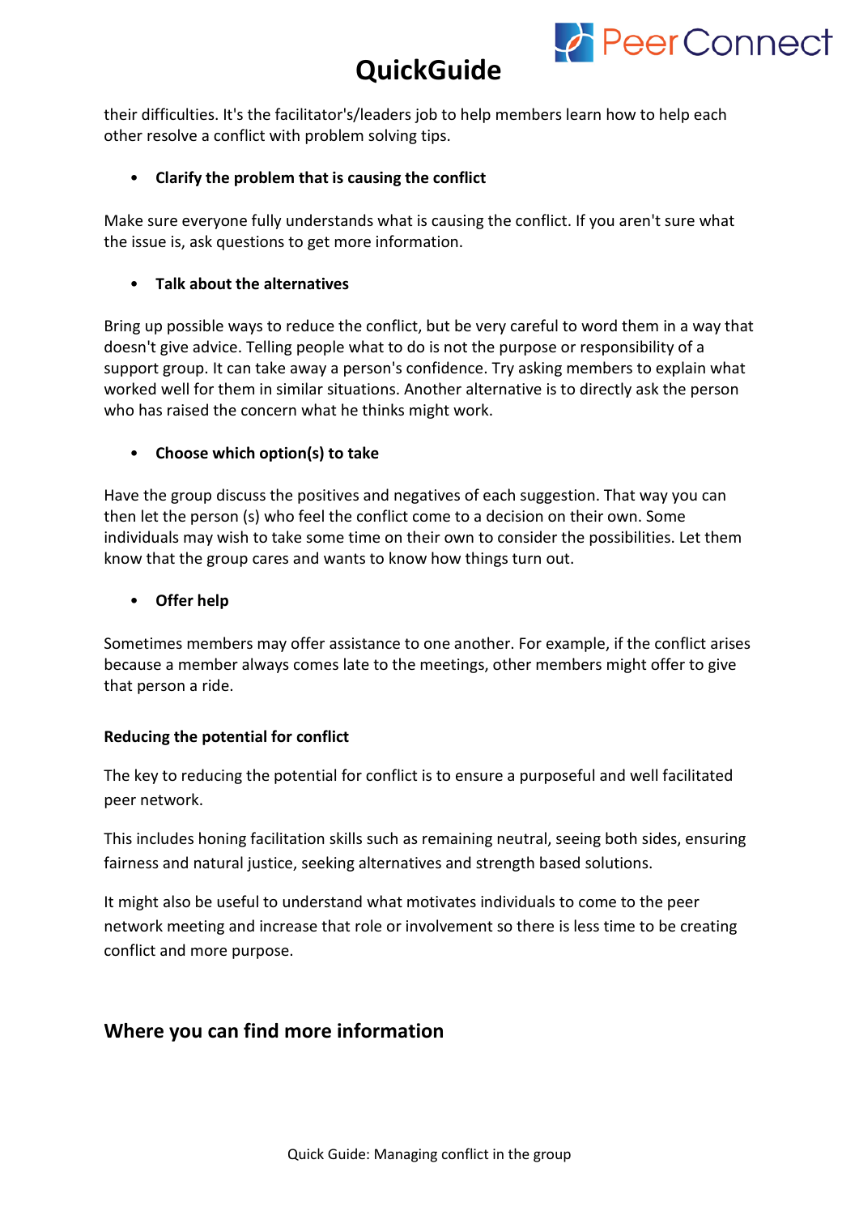their difficulties. It's the facilitator's/leaders job to help members learn how to help each other resolve a conflict with problem solving tips.

- **Clarify the problem that is causing the conflict**

Make sure everyone fully understands what is causing the conflict. If you aren't sure what the issue is, ask questions to get more information.

- **Talk about the alternatives**

Bring up possible ways to reduce the conflict, but be very careful to word them in a way that doesn't give advice. Telling people what to do is not the purpose or responsibility of a support group. It can take away a person's confidence. Try asking members to explain what worked well for them in similar situations. Another alternative is to directly ask the person who has raised the concern what he thinks might work.

- **Choose which option(s) to take**

Have the group discuss the positives and negatives of each suggestion. That way you can then let the person (s) who feel the conflict come to a decision on their own. Some individuals may wish to take some time on their own to consider the possibilities. Let them know that the group cares and wants to know how things turn out.

- **Offer help**

Sometimes members may offer assistance to one another. For example, if the conflict arises because a member always comes late to the meetings, other members might offer to give that person a ride.

**Reducing the potential for conflict**

The key to reducing the potential for conflict is to ensure a purposeful and well facilitated peer network.

This includes honing facilitation skills such as remaining neutral, seeing both sides, ensuring fairness and natural justice, seeking alternatives and strength based solutions.

It might also be useful to understand what motivates individuals to come to the peer network meeting and increase that role or involvement so there is less time to be creating conflict and more purpose.

## Where you can find more information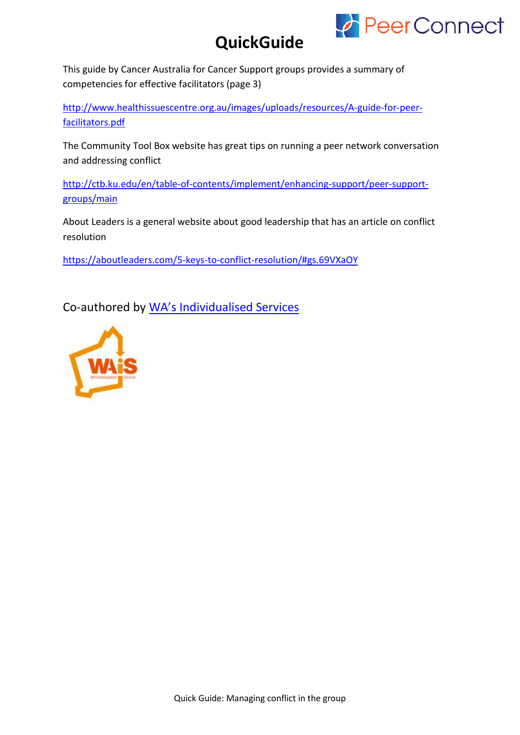# QuickGuide

This guide by Cancer Australia for Cancer Support groups provides a summary of competencies for effective facilitators (page 3)

http://www.healthissuescentre.org.au/images/uploads/resources/A-guide-for-peer-facilitators.pdf

The Community Tool Box website has great tips on running a peer network conversation and addressing conflict

http://ctb.ku.edu/en/table-of-contents/implement/enhancing-support/peer-support-groups/main

About Leaders is a general website about good leadership that has an article on conflict resolution

https://aboutleaders.com/5-keys-to-conflict-resolution/#gs.69VXaOY

Co-authored by WA's Individualised Services